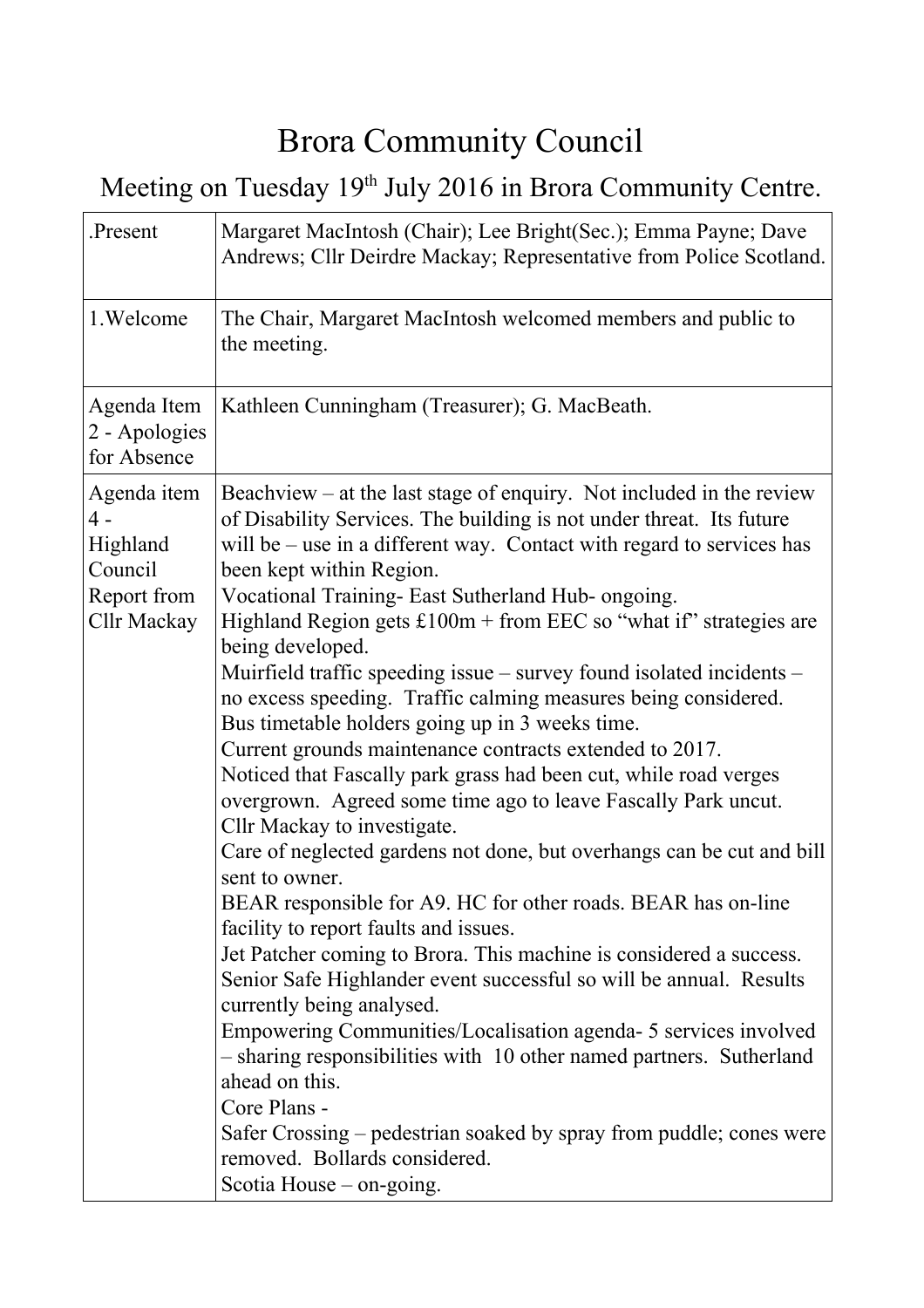# Brora Community Council

## Meeting on Tuesday 19th July 2016 in Brora Community Centre.

| | |
|---|---|
| .Present | Margaret MacIntosh (Chair); Lee Bright(Sec.); Emma Payne; Dave Andrews; Cllr Deirdre Mackay; Representative from Police Scotland. |
| 1.Welcome | The Chair, Margaret MacIntosh welcomed members and public to the meeting. |
| Agenda Item 2 - Apologies for Absence | Kathleen Cunningham (Treasurer); G. MacBeath. |
| Agenda item 4 - Highland Council Report from Cllr Mackay | Beachview – at the last stage of enquiry. Not included in the review of Disability Services. The building is not under threat. Its future will be – use in a different way. Contact with regard to services has been kept within Region.<br>Vocational Training- East Sutherland Hub- ongoing.<br>Highland Region gets £100m + from EEC so "what if" strategies are being developed.<br>Muirfield traffic speeding issue – survey found isolated incidents – no excess speeding. Traffic calming measures being considered.<br>Bus timetable holders going up in 3 weeks time.<br>Current grounds maintenance contracts extended to 2017.<br>Noticed that Fascally park grass had been cut, while road verges overgrown. Agreed some time ago to leave Fascally Park uncut. Cllr Mackay to investigate.<br>Care of neglected gardens not done, but overhangs can be cut and bill sent to owner.<br>BEAR responsible for A9. HC for other roads. BEAR has on-line facility to report faults and issues.<br>Jet Patcher coming to Brora. This machine is considered a success.<br>Senior Safe Highlander event successful so will be annual. Results currently being analysed.<br>Empowering Communities/Localisation agenda- 5 services involved – sharing responsibilities with 10 other named partners. Sutherland ahead on this.<br>Core Plans -<br>Safer Crossing – pedestrian soaked by spray from puddle; cones were removed. Bollards considered.<br>Scotia House – on-going. |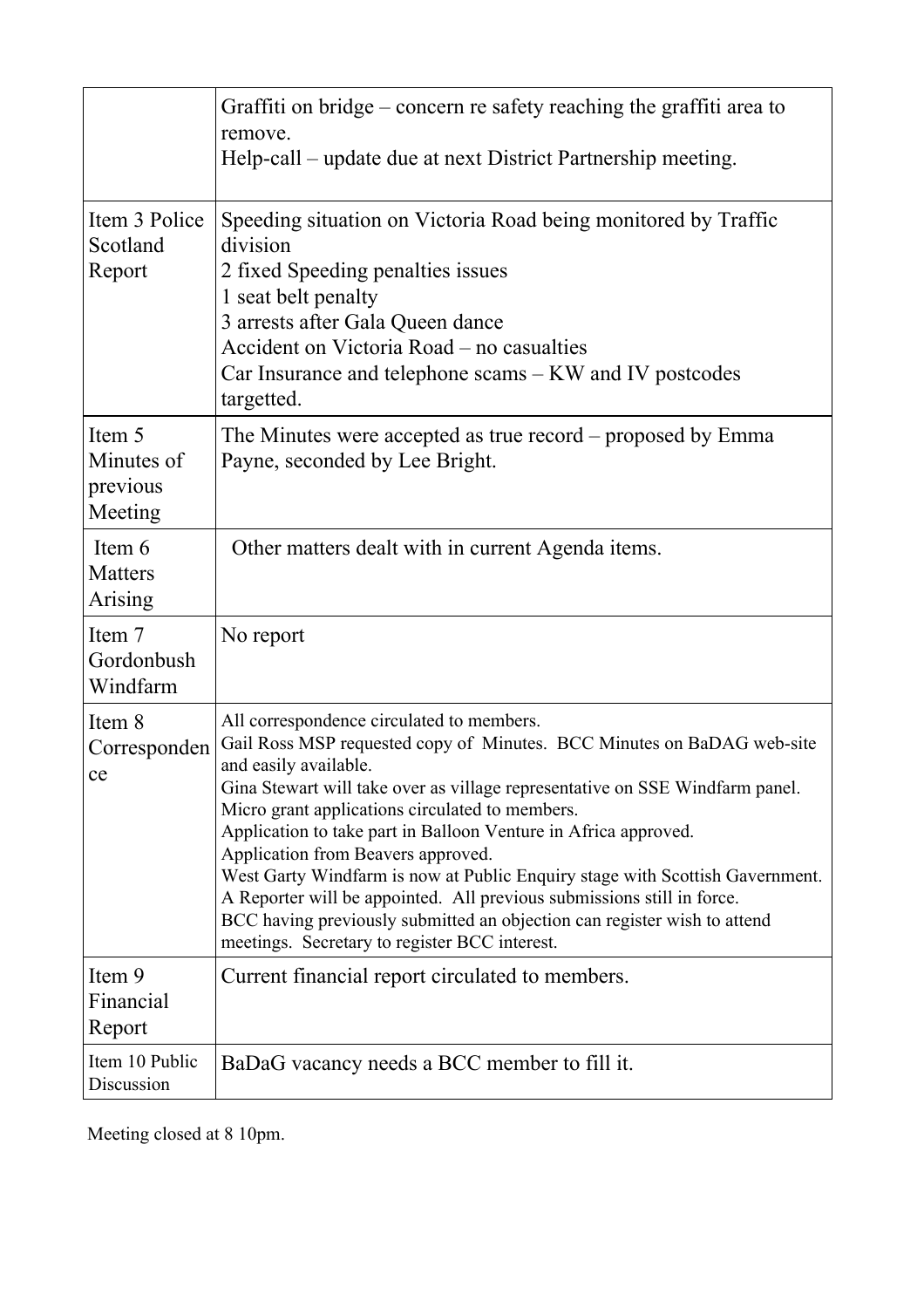| | |
|---|---|
| | Graffiti on bridge – concern re safety reaching the graffiti area to remove.<br>Help-call – update due at next District Partnership meeting. |
| Item 3 Police Scotland Report | Speeding situation on Victoria Road being monitored by Traffic division<br>2 fixed Speeding penalties issues<br>1 seat belt penalty<br>3 arrests after Gala Queen dance<br>Accident on Victoria Road – no casualties<br>Car Insurance and telephone scams – KW and IV postcodes targetted. |
| Item 5 Minutes of previous Meeting | The Minutes were accepted as true record – proposed by Emma Payne, seconded by Lee Bright. |
| Item 6 Matters Arising | Other matters dealt with in current Agenda items. |
| Item 7 Gordonbush Windfarm | No report |
| Item 8 Correspondence | All correspondence circulated to members.<br>Gail Ross MSP requested copy of Minutes. BCC Minutes on BaDAG web-site and easily available.<br>Gina Stewart will take over as village representative on SSE Windfarm panel.<br>Micro grant applications circulated to members.<br>Application to take part in Balloon Venture in Africa approved.<br>Application from Beavers approved.<br>West Garty Windfarm is now at Public Enquiry stage with Scottish Gavernment. A Reporter will be appointed. All previous submissions still in force.<br>BCC having previously submitted an objection can register wish to attend meetings. Secretary to register BCC interest. |
| Item 9 Financial Report | Current financial report circulated to members. |
| Item 10 Public Discussion | BaDaG vacancy needs a BCC member to fill it. |

Meeting closed at 8 10pm.